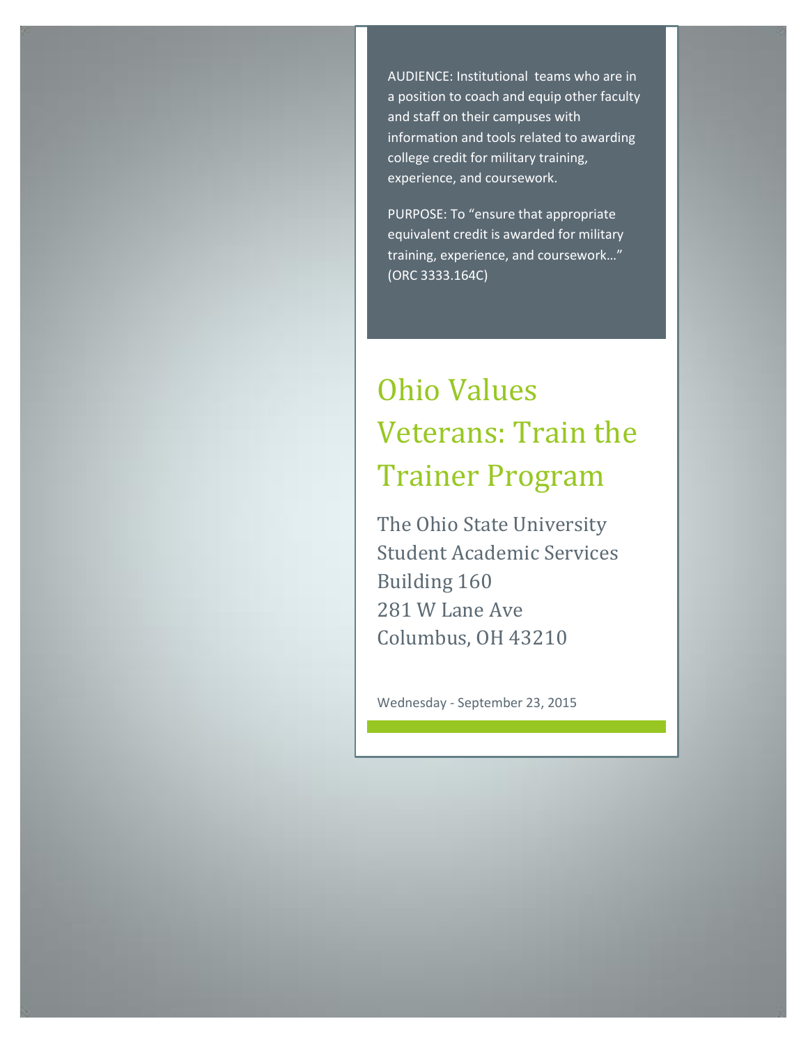AUDIENCE: Institutional teams who are in a position to coach and equip other faculty and staff on their campuses with information and tools related to awarding college credit for military training, experience, and coursework.

PURPOSE: To “ensure that appropriate equivalent credit is awarded for military training, experience, and coursework…” (ORC 3333.164C)

# Ohio Values Veterans: Train the Trainer Program

The Ohio State University
Student Academic Services
Building 160
281 W Lane Ave
Columbus, OH 43210

Wednesday - September 23, 2015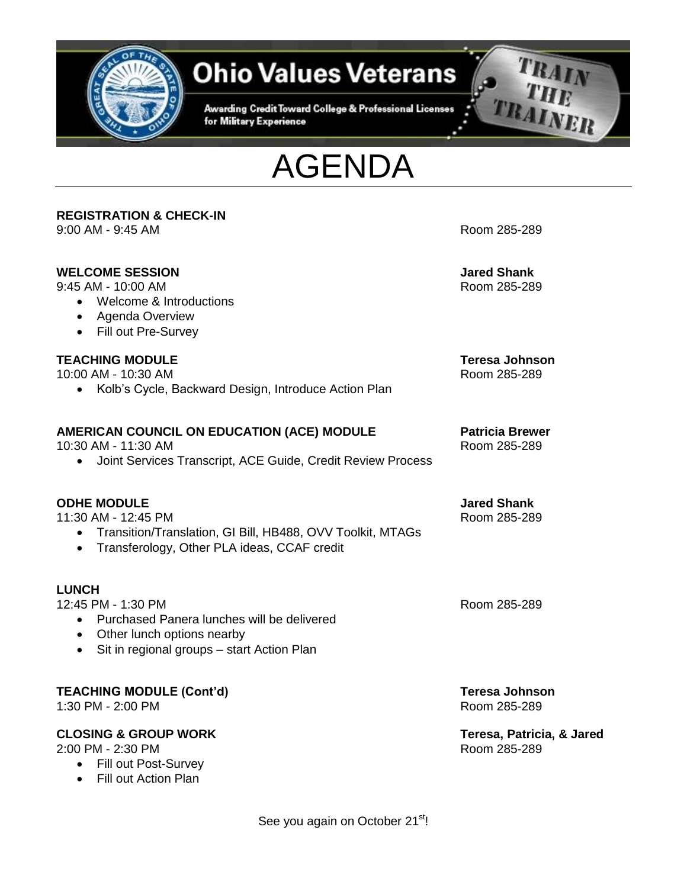# Ohio Values Veterans

Awarding Credit Toward College & Professional Licenses for Military Experience

TRAIN THE TRAINER

# AGENDA

**REGISTRATION & CHECK-IN**
9:00 AM - 9:45 AM — Room 285-289

**WELCOME SESSION** — **Jared Shank**
9:45 AM - 10:00 AM — Room 285-289

- Welcome & Introductions
- Agenda Overview
- Fill out Pre-Survey

**TEACHING MODULE** — **Teresa Johnson**
10:00 AM - 10:30 AM — Room 285-289

- Kolb's Cycle, Backward Design, Introduce Action Plan

**AMERICAN COUNCIL ON EDUCATION (ACE) MODULE** — **Patricia Brewer**
10:30 AM - 11:30 AM — Room 285-289

- Joint Services Transcript, ACE Guide, Credit Review Process

**ODHE MODULE** — **Jared Shank**
11:30 AM - 12:45 PM — Room 285-289

- Transition/Translation, GI Bill, HB488, OVV Toolkit, MTAGs
- Transferology, Other PLA ideas, CCAF credit

**LUNCH**
12:45 PM - 1:30 PM — Room 285-289

- Purchased Panera lunches will be delivered
- Other lunch options nearby
- Sit in regional groups – start Action Plan

**TEACHING MODULE (Cont'd)** — **Teresa Johnson**
1:30 PM - 2:00 PM — Room 285-289

**CLOSING & GROUP WORK** — **Teresa, Patricia, & Jared**
2:00 PM - 2:30 PM — Room 285-289

- Fill out Post-Survey
- Fill out Action Plan

See you again on October 21st!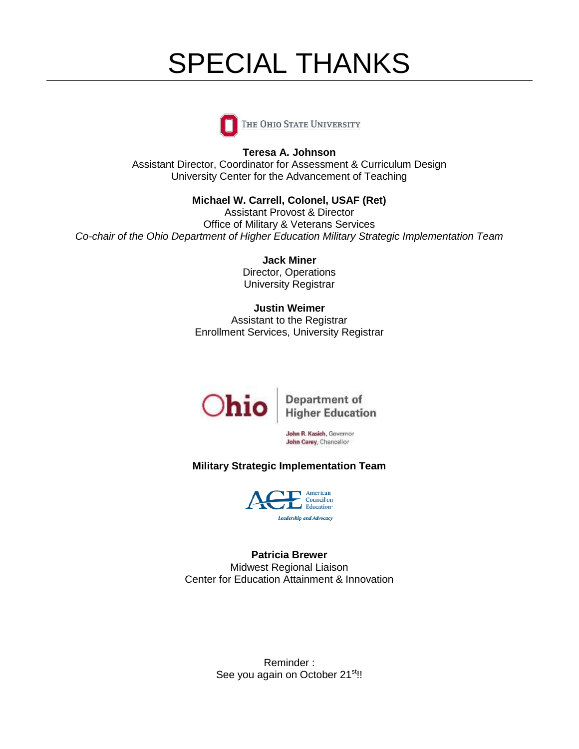# SPECIAL THANKS

THE OHIO STATE UNIVERSITY

**Teresa A. Johnson**
Assistant Director, Coordinator for Assessment & Curriculum Design
University Center for the Advancement of Teaching

**Michael W. Carrell, Colonel, USAF (Ret)**
Assistant Provost & Director
Office of Military & Veterans Services
*Co-chair of the Ohio Department of Higher Education Military Strategic Implementation Team*

**Jack Miner**
Director, Operations
University Registrar

**Justin Weimer**
Assistant to the Registrar
Enrollment Services, University Registrar

Ohio Department of Higher Education

John R. Kasich, Governor
John Carey, Chancellor

**Military Strategic Implementation Team**

ACE American Council on Education
Leadership and Advocacy

**Patricia Brewer**
Midwest Regional Liaison
Center for Education Attainment & Innovation

Reminder :
See you again on October 21st!!